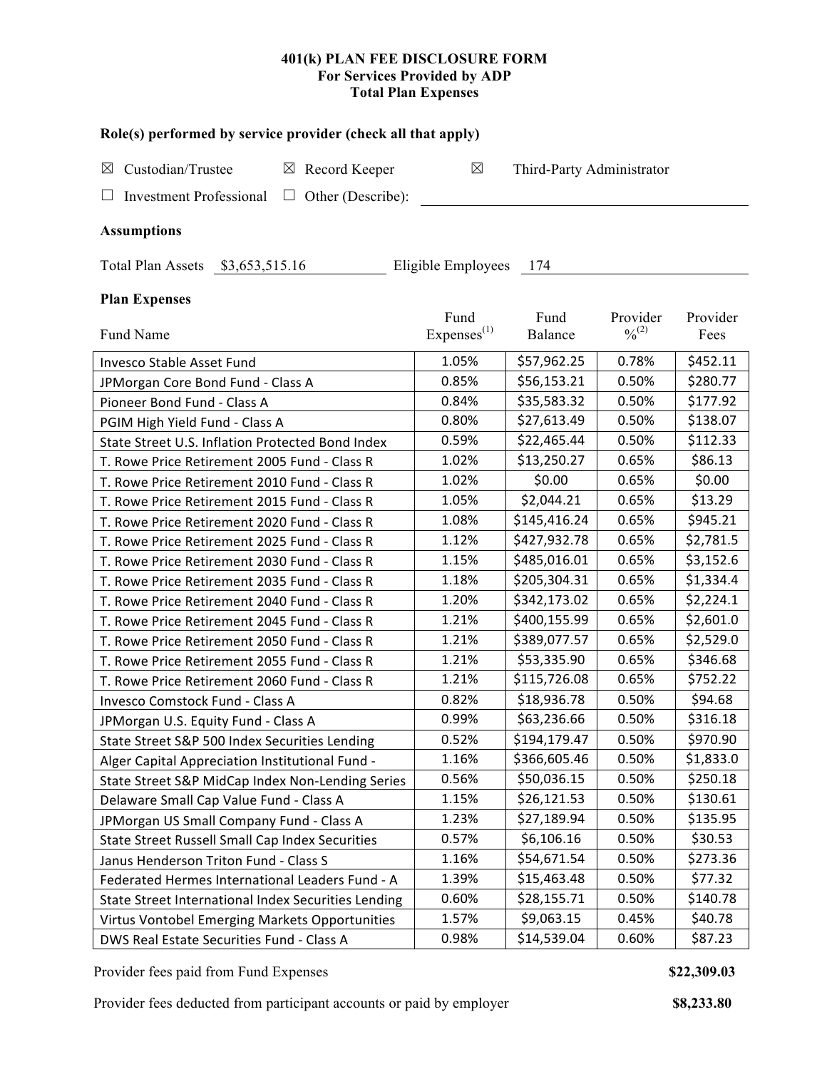**401(k) PLAN FEE DISCLOSURE FORM**
**For Services Provided by ADP**
**Total Plan Expenses**

**Role(s) performed by service provider (check all that apply)**

☒ Custodian/Trustee ☒ Record Keeper ☒ Third-Party Administrator

☐ Investment Professional ☐ Other (Describe): ____________________

**Assumptions**

Total Plan Assets $3,653,515.16 Eligible Employees 174

**Plan Expenses**

| Fund Name | Fund Expenses(1) | Fund Balance | Provider %(2) | Provider Fees |
|---|---|---|---|---|
| Invesco Stable Asset Fund | 1.05% | $57,962.25 | 0.78% | $452.11 |
| JPMorgan Core Bond Fund - Class A | 0.85% | $56,153.21 | 0.50% | $280.77 |
| Pioneer Bond Fund - Class A | 0.84% | $35,583.32 | 0.50% | $177.92 |
| PGIM High Yield Fund - Class A | 0.80% | $27,613.49 | 0.50% | $138.07 |
| State Street U.S. Inflation Protected Bond Index | 0.59% | $22,465.44 | 0.50% | $112.33 |
| T. Rowe Price Retirement 2005 Fund - Class R | 1.02% | $13,250.27 | 0.65% | $86.13 |
| T. Rowe Price Retirement 2010 Fund - Class R | 1.02% | $0.00 | 0.65% | $0.00 |
| T. Rowe Price Retirement 2015 Fund - Class R | 1.05% | $2,044.21 | 0.65% | $13.29 |
| T. Rowe Price Retirement 2020 Fund - Class R | 1.08% | $145,416.24 | 0.65% | $945.21 |
| T. Rowe Price Retirement 2025 Fund - Class R | 1.12% | $427,932.78 | 0.65% | $2,781.5 |
| T. Rowe Price Retirement 2030 Fund - Class R | 1.15% | $485,016.01 | 0.65% | $3,152.6 |
| T. Rowe Price Retirement 2035 Fund - Class R | 1.18% | $205,304.31 | 0.65% | $1,334.4 |
| T. Rowe Price Retirement 2040 Fund - Class R | 1.20% | $342,173.02 | 0.65% | $2,224.1 |
| T. Rowe Price Retirement 2045 Fund - Class R | 1.21% | $400,155.99 | 0.65% | $2,601.0 |
| T. Rowe Price Retirement 2050 Fund - Class R | 1.21% | $389,077.57 | 0.65% | $2,529.0 |
| T. Rowe Price Retirement 2055 Fund - Class R | 1.21% | $53,335.90 | 0.65% | $346.68 |
| T. Rowe Price Retirement 2060 Fund - Class R | 1.21% | $115,726.08 | 0.65% | $752.22 |
| Invesco Comstock Fund - Class A | 0.82% | $18,936.78 | 0.50% | $94.68 |
| JPMorgan U.S. Equity Fund - Class A | 0.99% | $63,236.66 | 0.50% | $316.18 |
| State Street S&P 500 Index Securities Lending | 0.52% | $194,179.47 | 0.50% | $970.90 |
| Alger Capital Appreciation Institutional Fund - | 1.16% | $366,605.46 | 0.50% | $1,833.0 |
| State Street S&P MidCap Index Non-Lending Series | 0.56% | $50,036.15 | 0.50% | $250.18 |
| Delaware Small Cap Value Fund - Class A | 1.15% | $26,121.53 | 0.50% | $130.61 |
| JPMorgan US Small Company Fund - Class A | 1.23% | $27,189.94 | 0.50% | $135.95 |
| State Street Russell Small Cap Index Securities | 0.57% | $6,106.16 | 0.50% | $30.53 |
| Janus Henderson Triton Fund - Class S | 1.16% | $54,671.54 | 0.50% | $273.36 |
| Federated Hermes International Leaders Fund - A | 1.39% | $15,463.48 | 0.50% | $77.32 |
| State Street International Index Securities Lending | 0.60% | $28,155.71 | 0.50% | $140.78 |
| Virtus Vontobel Emerging Markets Opportunities | 1.57% | $9,063.15 | 0.45% | $40.78 |
| DWS Real Estate Securities Fund - Class A | 0.98% | $14,539.04 | 0.60% | $87.23 |

Provider fees paid from Fund Expenses **$22,309.03**

Provider fees deducted from participant accounts or paid by employer **$8,233.80**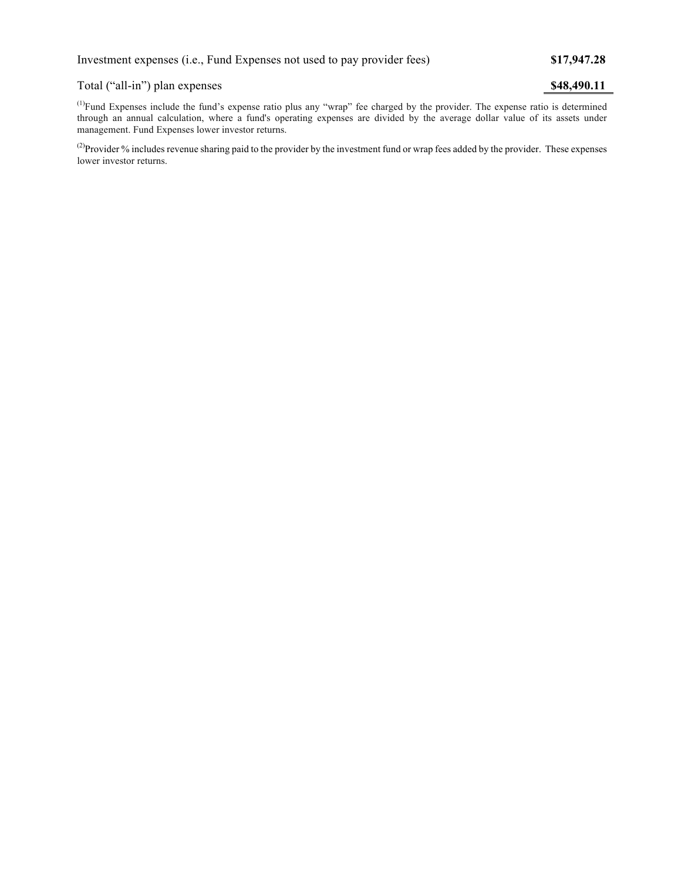| | |
|---|---|
| Investment expenses (i.e., Fund Expenses not used to pay provider fees) | **$17,947.28** |
| Total ("all-in") plan expenses | **$48,490.11** |

[(1)]Fund Expenses include the fund's expense ratio plus any "wrap" fee charged by the provider. The expense ratio is determined through an annual calculation, where a fund's operating expenses are divided by the average dollar value of its assets under management. Fund Expenses lower investor returns.

[(2)]Provider % includes revenue sharing paid to the provider by the investment fund or wrap fees added by the provider. These expenses lower investor returns.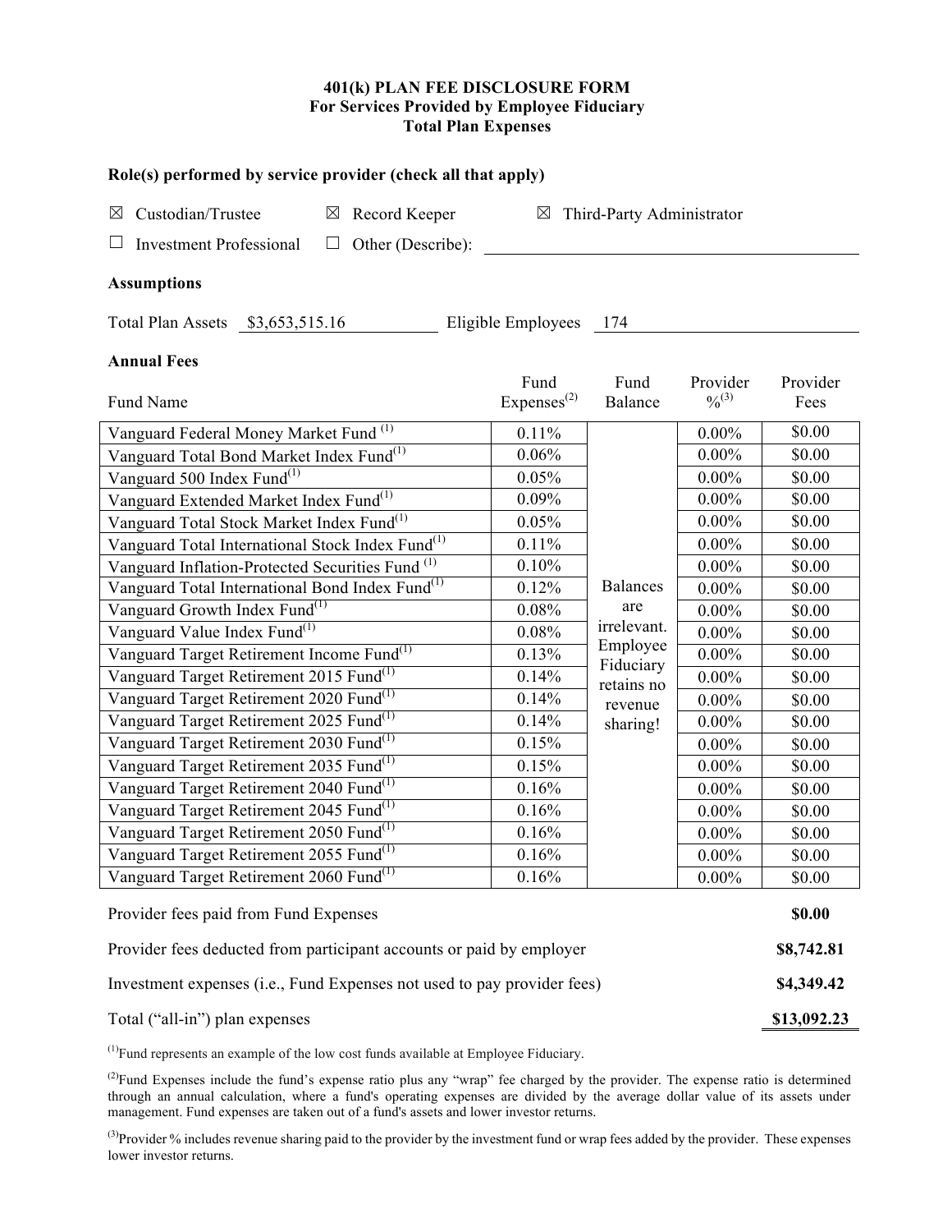# 401(k) PLAN FEE DISCLOSURE FORM
## For Services Provided by Employee Fiduciary
## Total Plan Expenses

**Role(s) performed by service provider (check all that apply)**

☒ Custodian/Trustee ☒ Record Keeper ☒ Third-Party Administrator

☐ Investment Professional ☐ Other (Describe): ______________________

**Assumptions**

Total Plan Assets $3,653,515.16 Eligible Employees 174

**Annual Fees**

| Fund Name | Fund Expenses[2] | Fund Balance | Provider %[3] | Provider Fees |
|---|---|---|---|---|
| Vanguard Federal Money Market Fund [1] | 0.11% | Balances are irrelevant. Employee Fiduciary retains no revenue sharing! | 0.00% | $0.00 |
| Vanguard Total Bond Market Index Fund[1] | 0.06% | | 0.00% | $0.00 |
| Vanguard 500 Index Fund[1] | 0.05% | | 0.00% | $0.00 |
| Vanguard Extended Market Index Fund[1] | 0.09% | | 0.00% | $0.00 |
| Vanguard Total Stock Market Index Fund[1] | 0.05% | | 0.00% | $0.00 |
| Vanguard Total International Stock Index Fund[1] | 0.11% | | 0.00% | $0.00 |
| Vanguard Inflation-Protected Securities Fund [1] | 0.10% | | 0.00% | $0.00 |
| Vanguard Total International Bond Index Fund[1] | 0.12% | | 0.00% | $0.00 |
| Vanguard Growth Index Fund[1] | 0.08% | | 0.00% | $0.00 |
| Vanguard Value Index Fund[1] | 0.08% | | 0.00% | $0.00 |
| Vanguard Target Retirement Income Fund[1] | 0.13% | | 0.00% | $0.00 |
| Vanguard Target Retirement 2015 Fund[1] | 0.14% | | 0.00% | $0.00 |
| Vanguard Target Retirement 2020 Fund[1] | 0.14% | | 0.00% | $0.00 |
| Vanguard Target Retirement 2025 Fund[1] | 0.14% | | 0.00% | $0.00 |
| Vanguard Target Retirement 2030 Fund[1] | 0.15% | | 0.00% | $0.00 |
| Vanguard Target Retirement 2035 Fund[1] | 0.15% | | 0.00% | $0.00 |
| Vanguard Target Retirement 2040 Fund[1] | 0.16% | | 0.00% | $0.00 |
| Vanguard Target Retirement 2045 Fund[1] | 0.16% | | 0.00% | $0.00 |
| Vanguard Target Retirement 2050 Fund[1] | 0.16% | | 0.00% | $0.00 |
| Vanguard Target Retirement 2055 Fund[1] | 0.16% | | 0.00% | $0.00 |
| Vanguard Target Retirement 2060 Fund[1] | 0.16% | | 0.00% | $0.00 |

| | |
|---|---|
| Provider fees paid from Fund Expenses | **$0.00** |
| Provider fees deducted from participant accounts or paid by employer | **$8,742.81** |
| Investment expenses (i.e., Fund Expenses not used to pay provider fees) | **$4,349.42** |
| Total ("all-in") plan expenses | **$13,092.23** |

[1]Fund represents an example of the low cost funds available at Employee Fiduciary.

[2]Fund Expenses include the fund's expense ratio plus any "wrap" fee charged by the provider. The expense ratio is determined through an annual calculation, where a fund's operating expenses are divided by the average dollar value of its assets under management. Fund expenses are taken out of a fund's assets and lower investor returns.

[3]Provider % includes revenue sharing paid to the provider by the investment fund or wrap fees added by the provider. These expenses lower investor returns.